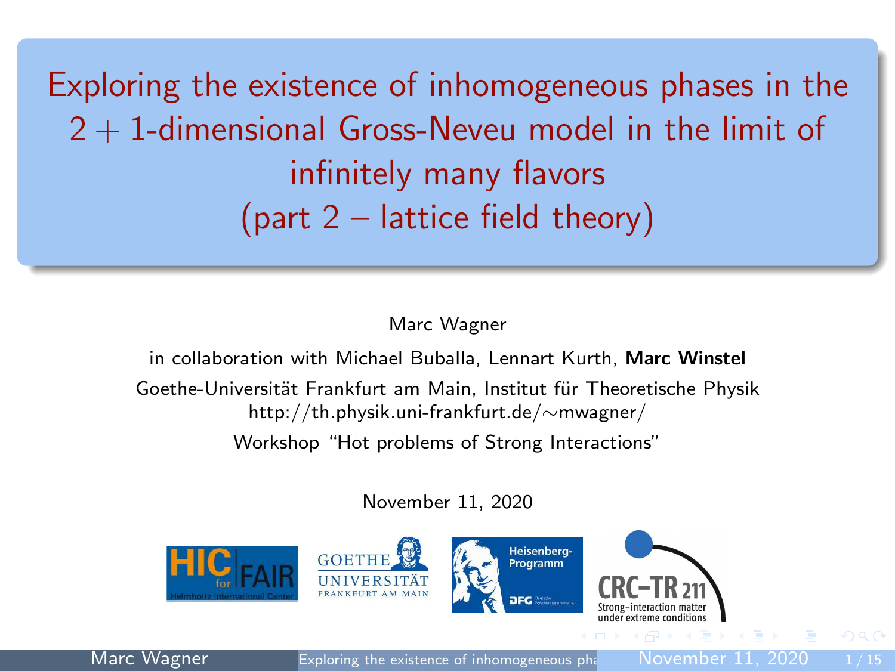# Exploring the existence of inhomogeneous phases in the $2 + 1$-dimensional Gross-Neveu model in the limit of infinitely many flavors (part 2 – lattice field theory)

Marc Wagner

in collaboration with Michael Buballa, Lennart Kurth, **Marc Winstel**

Goethe-Universität Frankfurt am Main, Institut für Theoretische Physik

http://th.physik.uni-frankfurt.de/∼mwagner/

Workshop "Hot problems of Strong Interactions"

November 11, 2020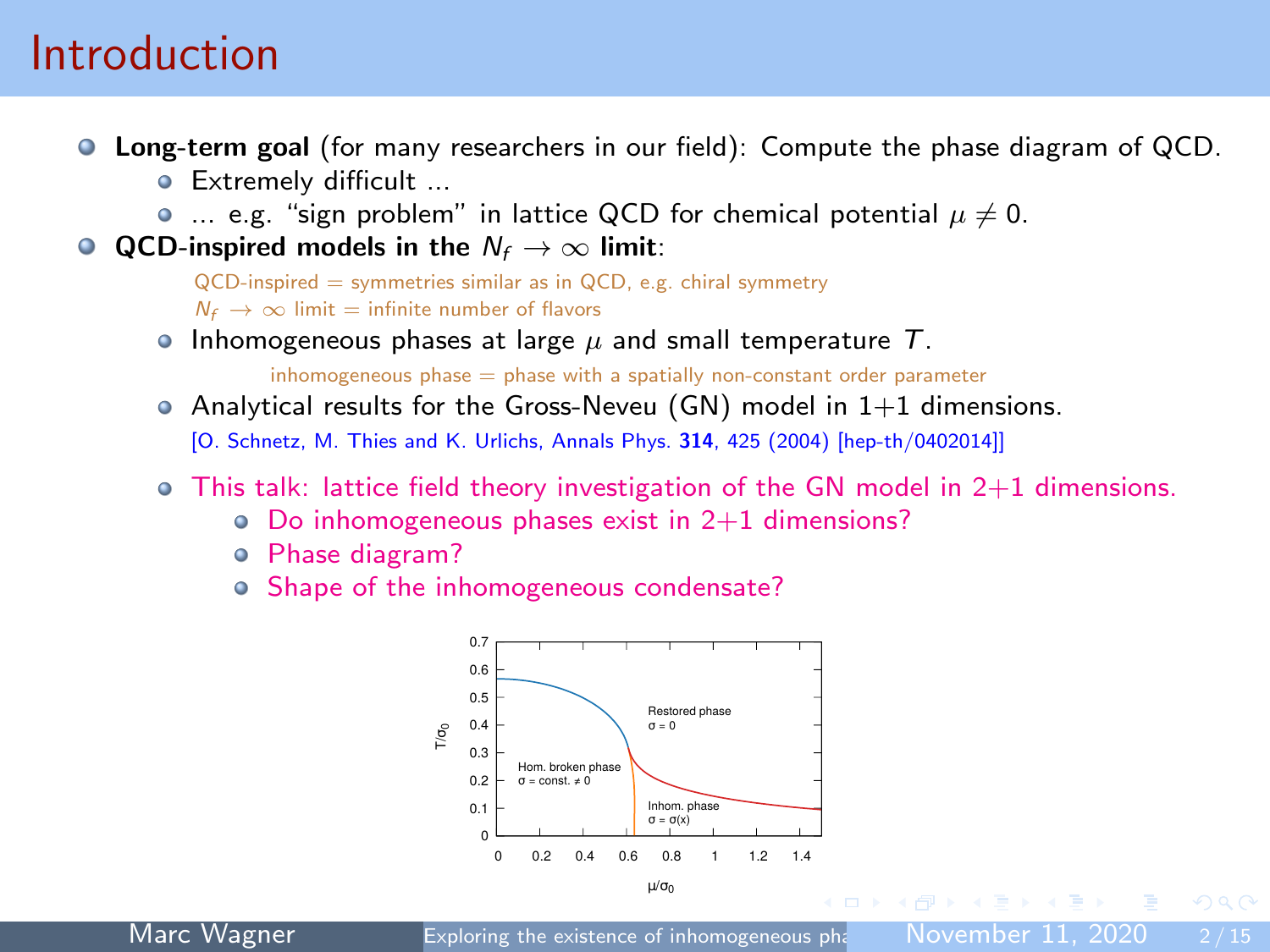# Introduction

- **Long-term goal** (for many researchers in our field): Compute the phase diagram of QCD.
  - Extremely difficult ...
  - ... e.g. "sign problem" in lattice QCD for chemical potential $\mu \neq 0$.
- **QCD-inspired models in the $N_f \to \infty$ limit**:

  QCD-inspired = symmetries similar as in QCD, e.g. chiral symmetry
  $N_f \to \infty$ limit = infinite number of flavors

  - Inhomogeneous phases at large $\mu$ and small temperature $T$.

    inhomogeneous phase = phase with a spatially non-constant order parameter

  - Analytical results for the Gross-Neveu (GN) model in 1+1 dimensions.
    [O. Schnetz, M. Thies and K. Urlichs, Annals Phys. **314**, 425 (2004) [hep-th/0402014]]

  - This talk: lattice field theory investigation of the GN model in 2+1 dimensions.
    - Do inhomogeneous phases exist in 2+1 dimensions?
    - Phase diagram?
    - Shape of the inhomogeneous condensate?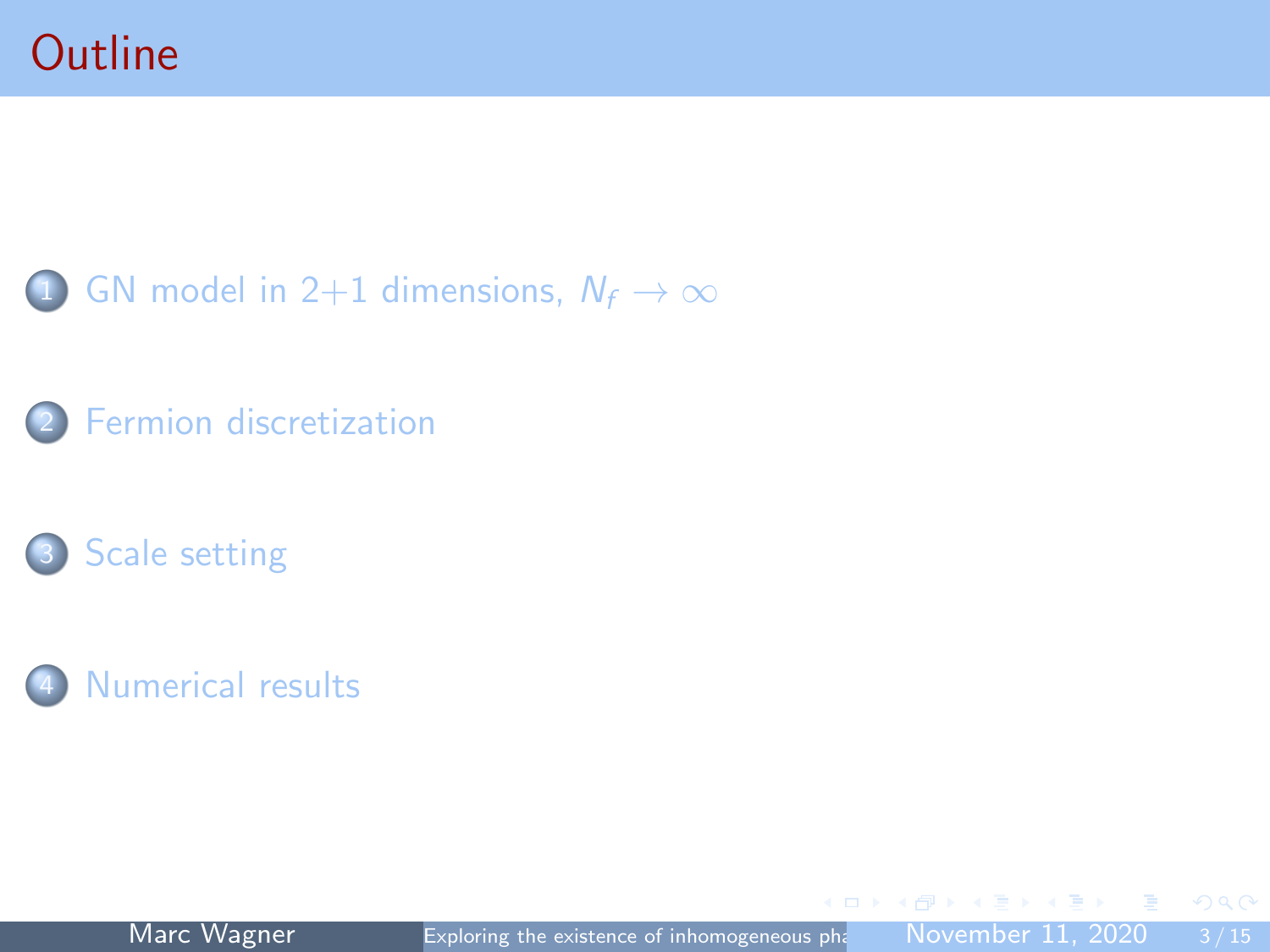# Outline

1. GN model in 2+1 dimensions, $N_f \to \infty$
2. Fermion discretization
3. Scale setting
4. Numerical results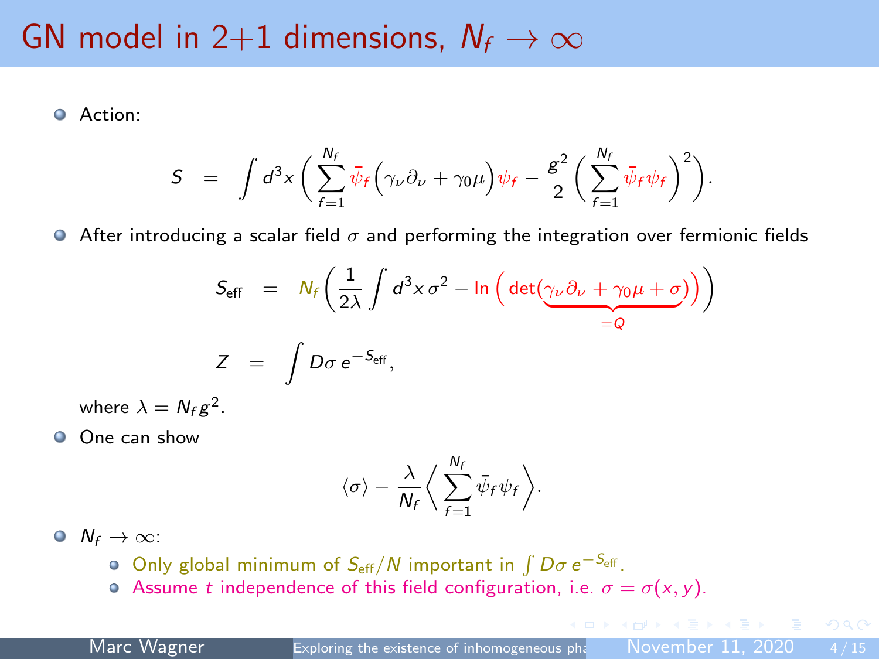# GN model in 2+1 dimensions, $N_f \to \infty$

- Action:

$$S = \int d^3x \left( \sum_{f=1}^{N_f} \bar{\psi}_f \Big( \gamma_\nu \partial_\nu + \gamma_0 \mu \Big) \psi_f - \frac{g^2}{2} \left( \sum_{f=1}^{N_f} \bar{\psi}_f \psi_f \right)^2 \right).$$

- After introducing a scalar field $\sigma$ and performing the integration over fermionic fields

$$S_{\text{eff}} = N_f \left( \frac{1}{2\lambda} \int d^3x \, \sigma^2 - \ln \Big( \det(\underbrace{\gamma_\nu \partial_\nu + \gamma_0 \mu + \sigma}_{=Q}) \Big) \right)$$

$$Z = \int D\sigma \, e^{-S_{\text{eff}}},$$

  where $\lambda = N_f g^2$.

- One can show

$$\langle \sigma \rangle - \frac{\lambda}{N_f} \left\langle \sum_{f=1}^{N_f} \bar{\psi}_f \psi_f \right\rangle.$$

- $N_f \to \infty$:
  - Only global minimum of $S_{\text{eff}}/N$ important in $\int D\sigma \, e^{-S_{\text{eff}}}$.
  - Assume $t$ independence of this field configuration, i.e. $\sigma = \sigma(x, y)$.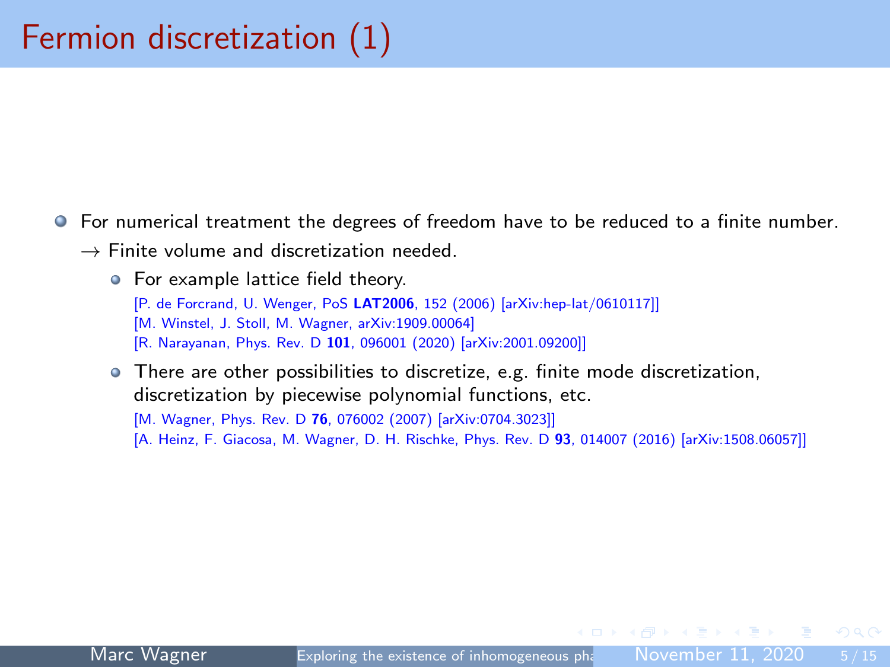# Fermion discretization (1)

- For numerical treatment the degrees of freedom have to be reduced to a finite number.
  
  $\rightarrow$ Finite volume and discretization needed.
  - For example lattice field theory.
    
    [P. de Forcrand, U. Wenger, PoS **LAT2006**, 152 (2006) [arXiv:hep-lat/0610117]]
    [M. Winstel, J. Stoll, M. Wagner, arXiv:1909.00064]
    [R. Narayanan, Phys. Rev. D **101**, 096001 (2020) [arXiv:2001.09200]]
  - There are other possibilities to discretize, e.g. finite mode discretization, discretization by piecewise polynomial functions, etc.
    
    [M. Wagner, Phys. Rev. D **76**, 076002 (2007) [arXiv:0704.3023]]
    [A. Heinz, F. Giacosa, M. Wagner, D. H. Rischke, Phys. Rev. D **93**, 014007 (2016) [arXiv:1508.06057]]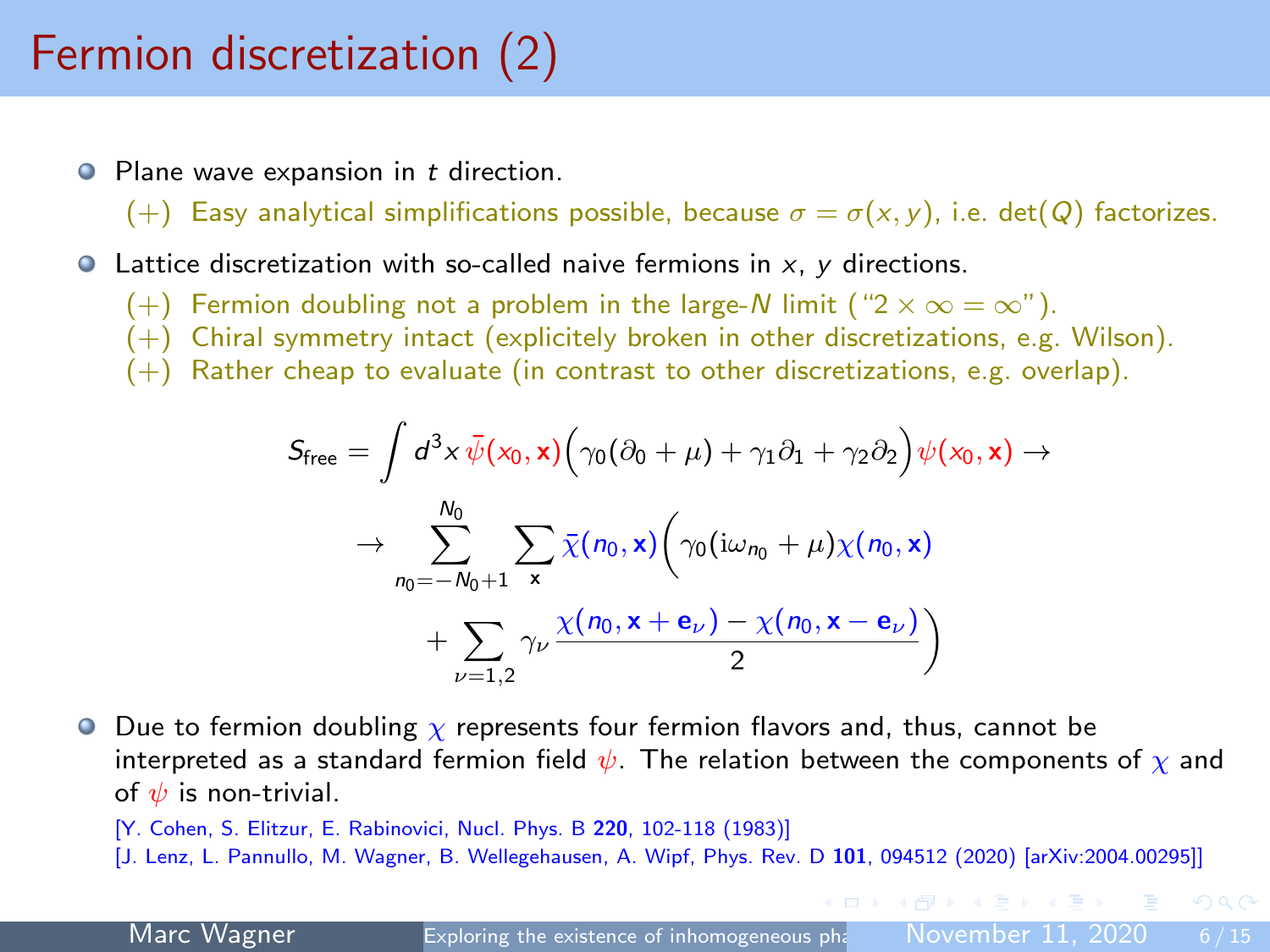# Fermion discretization (2)

- Plane wave expansion in $t$ direction.
  - (+) Easy analytical simplifications possible, because $\sigma = \sigma(x, y)$, i.e. $\det(Q)$ factorizes.
- Lattice discretization with so-called naive fermions in $x$, $y$ directions.
  - (+) Fermion doubling not a problem in the large-$N$ limit ("$2 \times \infty = \infty$").
  - (+) Chiral symmetry intact (explicitely broken in other discretizations, e.g. Wilson).
  - (+) Rather cheap to evaluate (in contrast to other discretizations, e.g. overlap).

$$S_{\text{free}} = \int d^3x \, \bar{\psi}(x_0, \mathbf{x}) \Big( \gamma_0(\partial_0 + \mu) + \gamma_1 \partial_1 + \gamma_2 \partial_2 \Big) \psi(x_0, \mathbf{x}) \rightarrow$$

$$\rightarrow \sum_{n_0 = -N_0 + 1}^{N_0} \sum_{\mathbf{x}} \bar{\chi}(n_0, \mathbf{x}) \bigg( \gamma_0 (\mathrm{i}\omega_{n_0} + \mu) \chi(n_0, \mathbf{x}) + \sum_{\nu = 1,2} \gamma_\nu \frac{\chi(n_0, \mathbf{x} + \mathbf{e}_\nu) - \chi(n_0, \mathbf{x} - \mathbf{e}_\nu)}{2} \bigg)$$

- Due to fermion doubling $\chi$ represents four fermion flavors and, thus, cannot be interpreted as a standard fermion field $\psi$. The relation between the components of $\chi$ and of $\psi$ is non-trivial.

  [Y. Cohen, S. Elitzur, E. Rabinovici, Nucl. Phys. B **220**, 102-118 (1983)]
  [J. Lenz, L. Pannullo, M. Wagner, B. Wellegehausen, A. Wipf, Phys. Rev. D **101**, 094512 (2020) [arXiv:2004.00295]]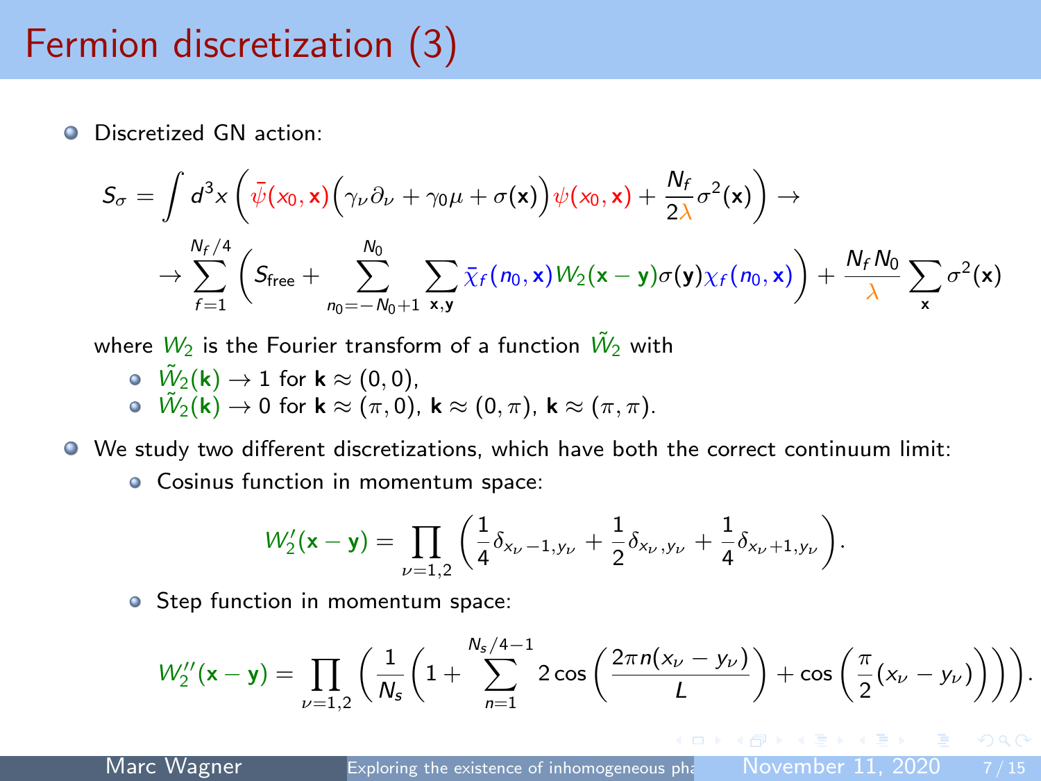# Fermion discretization (3)

- Discretized GN action:

$$S_\sigma = \int d^3x \left( \bar{\psi}(x_0, \mathbf{x}) \Big( \gamma_\nu \partial_\nu + \gamma_0 \mu + \sigma(\mathbf{x}) \Big) \psi(x_0, \mathbf{x}) + \frac{N_f}{2\lambda} \sigma^2(\mathbf{x}) \right) \rightarrow$$

$$\rightarrow \sum_{f=1}^{N_f/4} \left( S_{\text{free}} + \sum_{n_0=-N_0+1}^{N_0} \sum_{\mathbf{x},\mathbf{y}} \bar{\chi}_f(n_0, \mathbf{x}) W_2(\mathbf{x}-\mathbf{y}) \sigma(\mathbf{y}) \chi_f(n_0, \mathbf{x}) \right) + \frac{N_f N_0}{\lambda} \sum_{\mathbf{x}} \sigma^2(\mathbf{x})$$

where $W_2$ is the Fourier transform of a function $\tilde{W}_2$ with
  - $\tilde{W}_2(\mathbf{k}) \rightarrow 1$ for $\mathbf{k} \approx (0,0)$,
  - $\tilde{W}_2(\mathbf{k}) \rightarrow 0$ for $\mathbf{k} \approx (\pi, 0)$, $\mathbf{k} \approx (0, \pi)$, $\mathbf{k} \approx (\pi, \pi)$.

- We study two different discretizations, which have both the correct continuum limit:
  - Cosinus function in momentum space:

$$W_2'(\mathbf{x}-\mathbf{y}) = \prod_{\nu=1,2} \left( \frac{1}{4} \delta_{x_\nu - 1, y_\nu} + \frac{1}{2} \delta_{x_\nu, y_\nu} + \frac{1}{4} \delta_{x_\nu + 1, y_\nu} \right).$$

  - Step function in momentum space:

$$W_2''(\mathbf{x}-\mathbf{y}) = \prod_{\nu=1,2} \left( \frac{1}{N_s} \left( 1 + \sum_{n=1}^{N_s/4-1} 2 \cos\left( \frac{2\pi n (x_\nu - y_\nu)}{L} \right) + \cos\left( \frac{\pi}{2} (x_\nu - y_\nu) \right) \right) \right).$$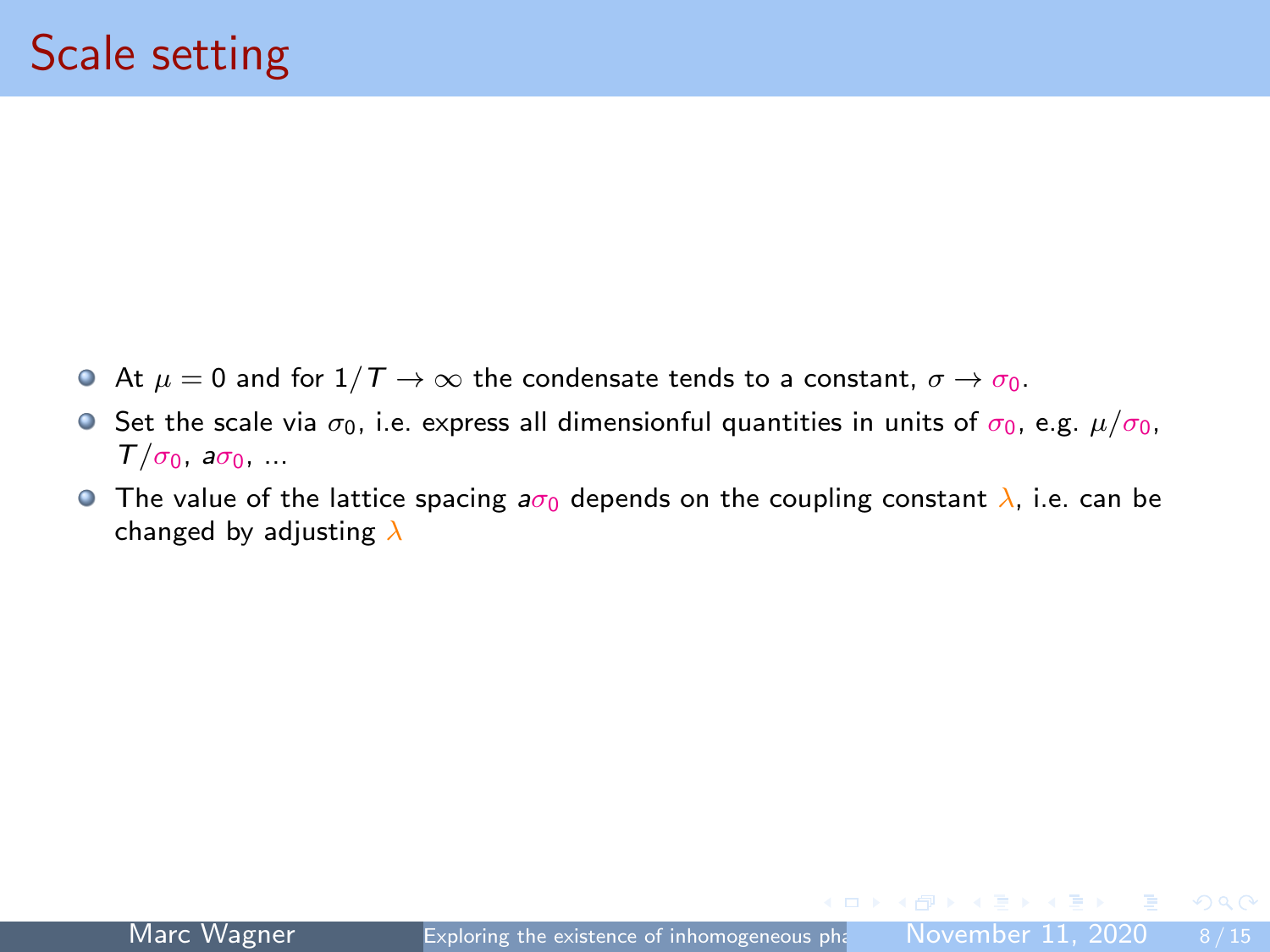# Scale setting

- At $\mu = 0$ and for $1/T \to \infty$ the condensate tends to a constant, $\sigma \to \sigma_0$.
- Set the scale via $\sigma_0$, i.e. express all dimensionful quantities in units of $\sigma_0$, e.g. $\mu/\sigma_0$, $T/\sigma_0$, $a\sigma_0$, ...
- The value of the lattice spacing $a\sigma_0$ depends on the coupling constant $\lambda$, i.e. can be changed by adjusting $\lambda$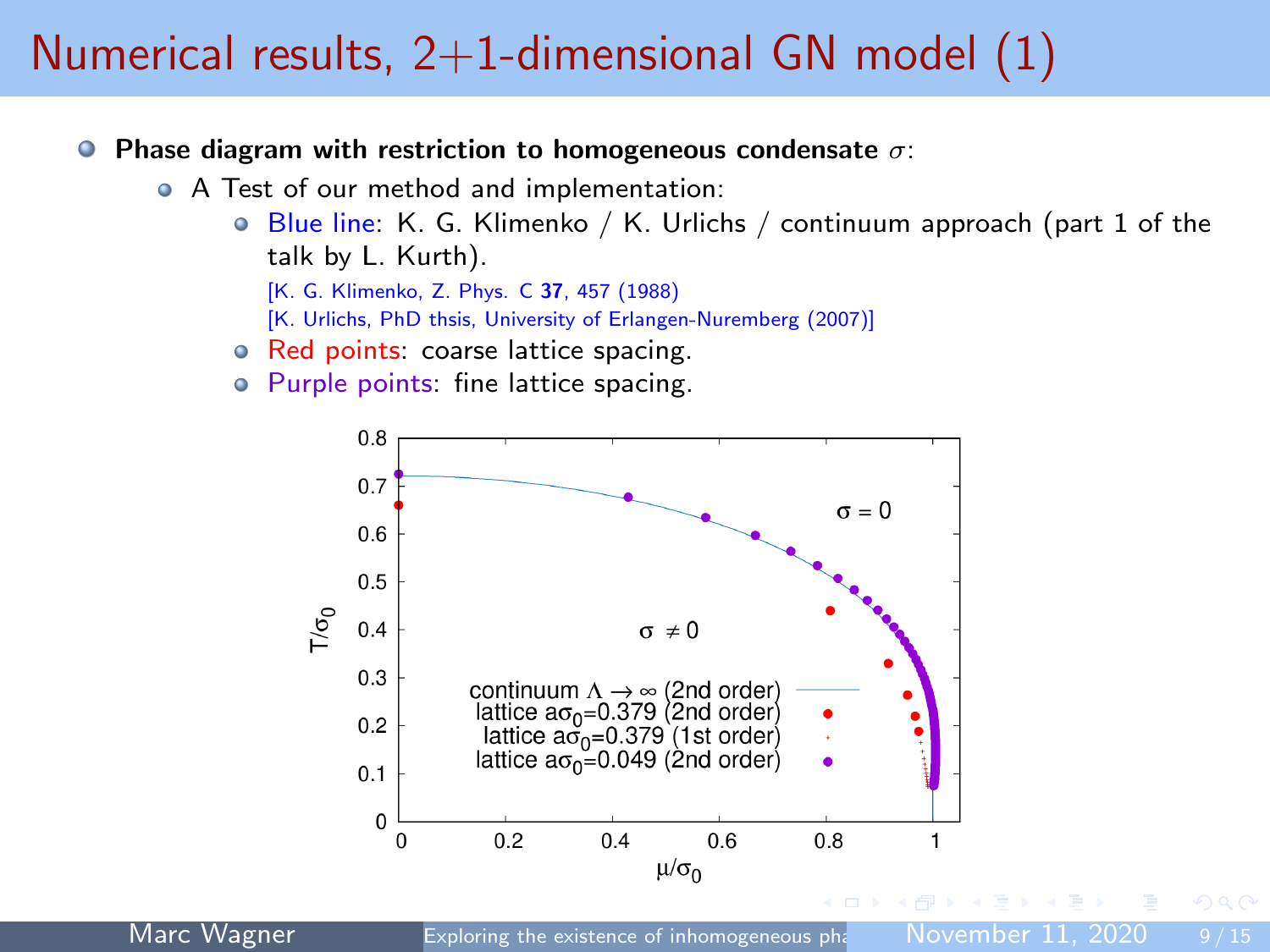# Numerical results, 2+1-dimensional GN model (1)

- **Phase diagram with restriction to homogeneous condensate $\sigma$:**
  - A Test of our method and implementation:
    - Blue line: K. G. Klimenko / K. Urlichs / continuum approach (part 1 of the talk by L. Kurth).
      [K. G. Klimenko, Z. Phys. C **37**, 457 (1988)]
      [K. Urlichs, PhD thsis, University of Erlangen-Nuremberg (2007)]
    - Red points: coarse lattice spacing.
    - Purple points: fine lattice spacing.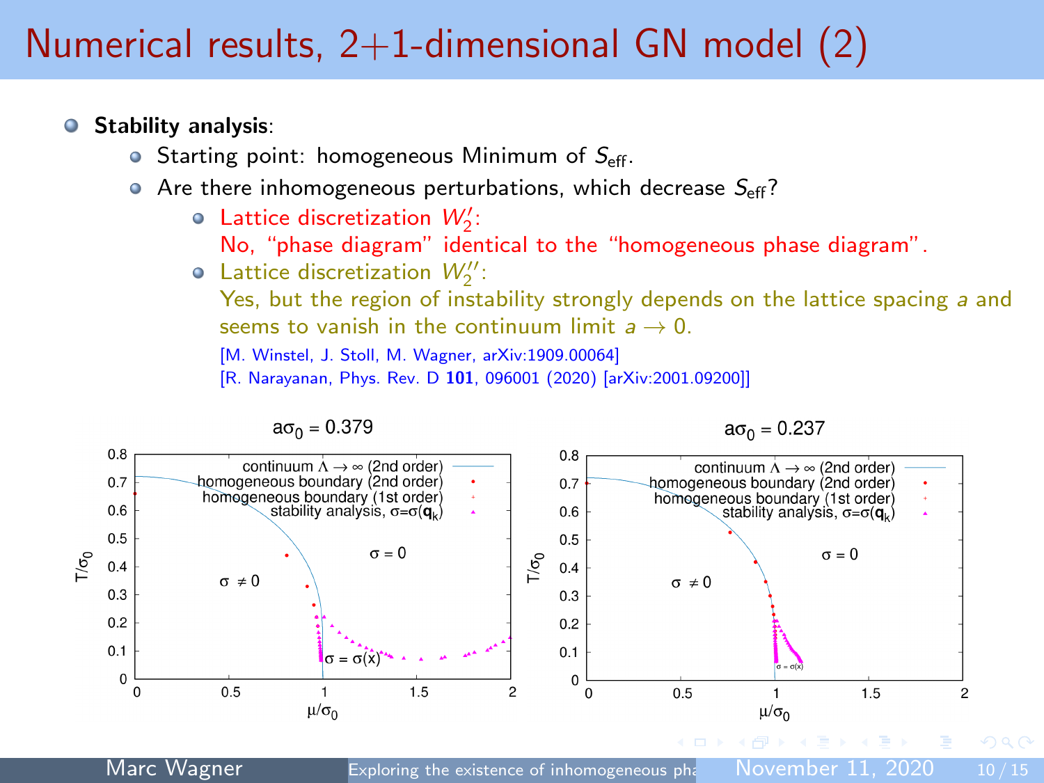# Numerical results, 2+1-dimensional GN model (2)

- **Stability analysis**:
  - Starting point: homogeneous Minimum of $S_{\text{eff}}$.
  - Are there inhomogeneous perturbations, which decrease $S_{\text{eff}}$?
    - Lattice discretization $W_2'$:
      No, "phase diagram" identical to the "homogeneous phase diagram".
    - Lattice discretization $W_2''$:
      Yes, but the region of instability strongly depends on the lattice spacing $a$ and seems to vanish in the continuum limit $a \to 0$.

      [M. Winstel, J. Stoll, M. Wagner, arXiv:1909.00064]

      [R. Narayanan, Phys. Rev. D **101**, 096001 (2020) [arXiv:2001.09200]]

$a\sigma_0 = 0.379$ | $a\sigma_0 = 0.237$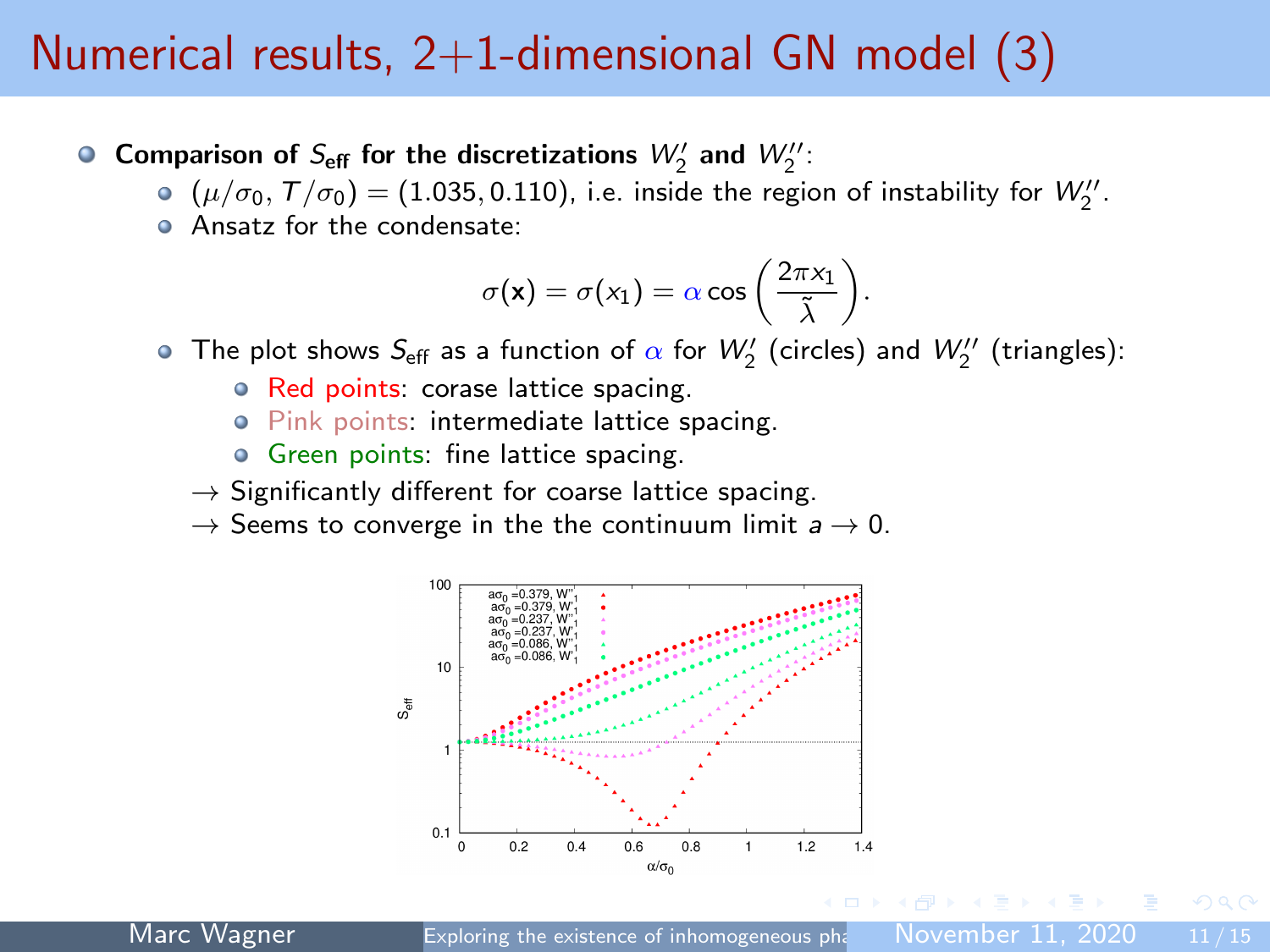# Numerical results, 2+1-dimensional GN model (3)

- **Comparison of $S_{\text{eff}}$ for the discretizations $W_2'$ and $W_2''$:**
  - $(\mu/\sigma_0, T/\sigma_0) = (1.035, 0.110)$, i.e. inside the region of instability for $W_2''$.
  - Ansatz for the condensate:

$$\sigma(\mathbf{x}) = \sigma(x_1) = \alpha \cos\left(\frac{2\pi x_1}{\tilde{\lambda}}\right).$$

  - The plot shows $S_{\text{eff}}$ as a function of $\alpha$ for $W_2'$ (circles) and $W_2''$ (triangles):
    - Red points: corase lattice spacing.
    - Pink points: intermediate lattice spacing.
    - Green points: fine lattice spacing.

  → Significantly different for coarse lattice spacing.

  → Seems to converge in the the continuum limit $a \to 0$.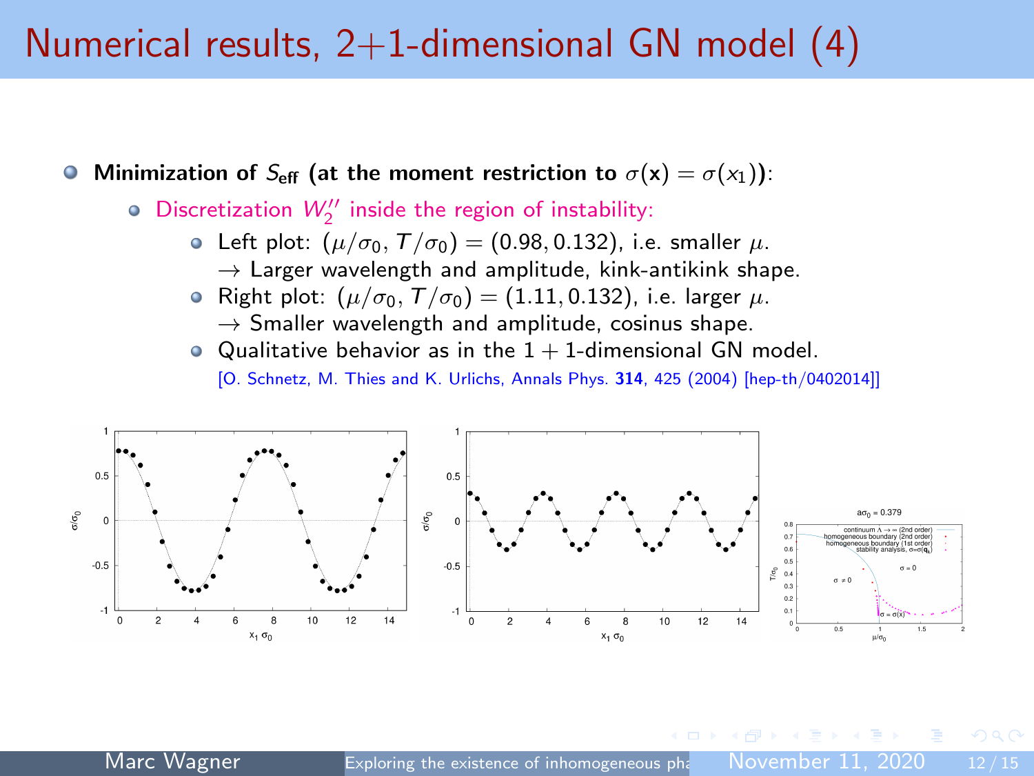# Numerical results, 2+1-dimensional GN model (4)

- **Minimization of $S_{\text{eff}}$ (at the moment restriction to $\sigma(\mathbf{x}) = \sigma(x_1)$):**
  - Discretization $W_2''$ inside the region of instability:
    - Left plot: $(\mu/\sigma_0, T/\sigma_0) = (0.98, 0.132)$, i.e. smaller $\mu$.
      $\rightarrow$ Larger wavelength and amplitude, kink-antikink shape.
    - Right plot: $(\mu/\sigma_0, T/\sigma_0) = (1.11, 0.132)$, i.e. larger $\mu$.
      $\rightarrow$ Smaller wavelength and amplitude, cosinus shape.
    - Qualitative behavior as in the $1+1$-dimensional GN model.
      [O. Schnetz, M. Thies and K. Urlichs, Annals Phys. **314**, 425 (2004) [hep-th/0402014]]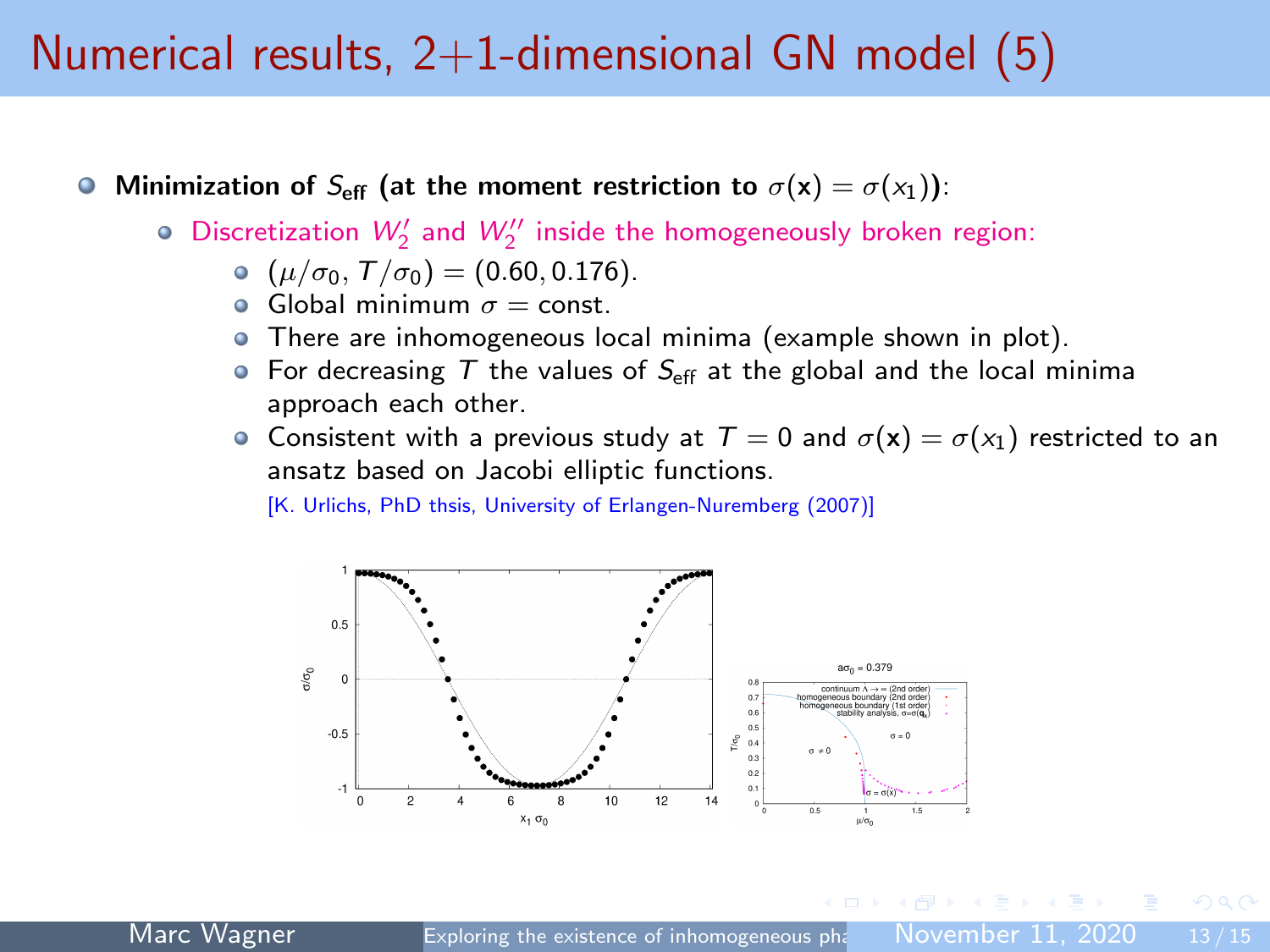# Numerical results, 2+1-dimensional GN model (5)

- **Minimization of $S_{\text{eff}}$ (at the moment restriction to $\sigma(\mathbf{x}) = \sigma(x_1)$):**
  - Discretization $W_2'$ and $W_2''$ inside the homogeneously broken region:
    - $(\mu/\sigma_0, T/\sigma_0) = (0.60, 0.176)$.
    - Global minimum $\sigma = \text{const}$.
    - There are inhomogeneous local minima (example shown in plot).
    - For decreasing $T$ the values of $S_{\text{eff}}$ at the global and the local minima approach each other.
    - Consistent with a previous study at $T = 0$ and $\sigma(\mathbf{x}) = \sigma(x_1)$ restricted to an ansatz based on Jacobi elliptic functions.

      [K. Urlichs, PhD thsis, University of Erlangen-Nuremberg (2007)]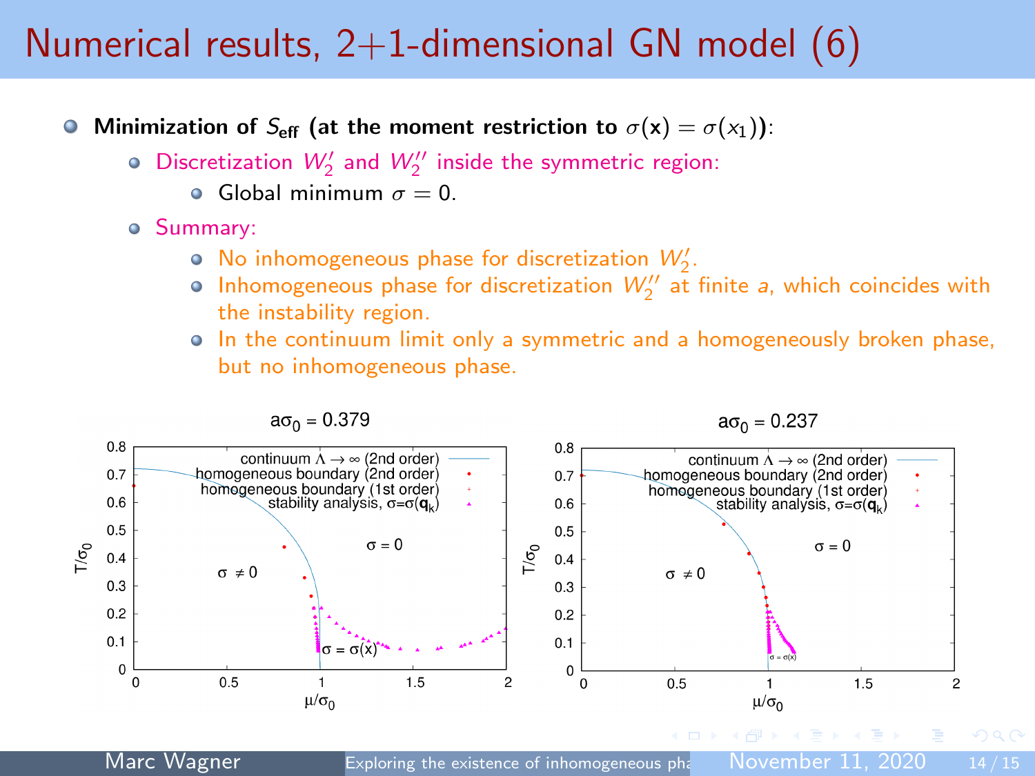# Numerical results, 2+1-dimensional GN model (6)

- **Minimization of $S_{\text{eff}}$ (at the moment restriction to $\sigma(\mathbf{x}) = \sigma(x_1)$):**
  - Discretization $W_2'$ and $W_2''$ inside the symmetric region:
    - Global minimum $\sigma = 0$.
  - Summary:
    - No inhomogeneous phase for discretization $W_2'$.
    - Inhomogeneous phase for discretization $W_2''$ at finite $a$, which coincides with the instability region.
    - In the continuum limit only a symmetric and a homogeneously broken phase, but no inhomogeneous phase.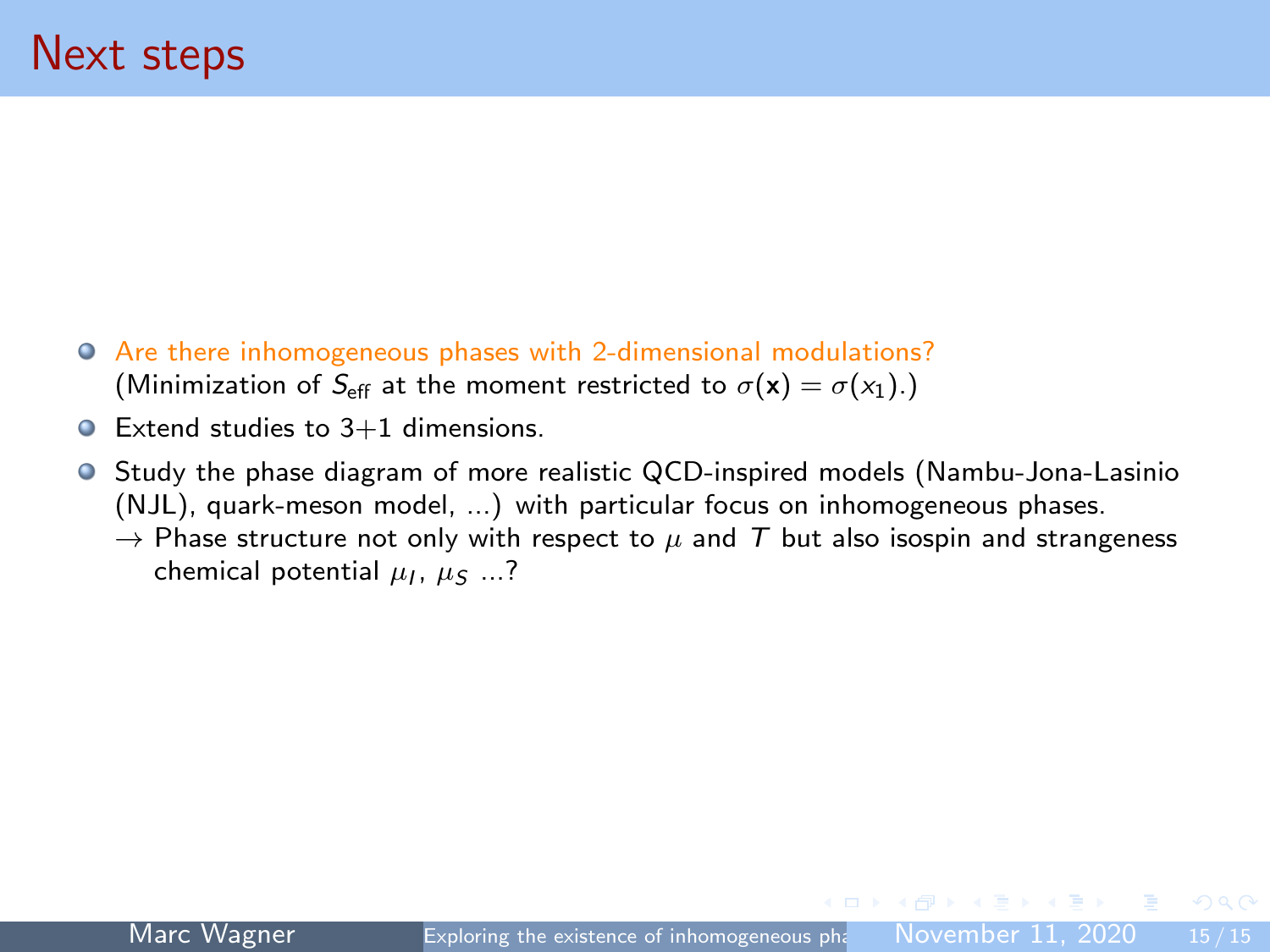# Next steps

- Are there inhomogeneous phases with 2-dimensional modulations?
  (Minimization of $S_{\text{eff}}$ at the moment restricted to $\sigma(\mathbf{x}) = \sigma(x_1)$.)
- Extend studies to 3+1 dimensions.
- Study the phase diagram of more realistic QCD-inspired models (Nambu-Jona-Lasinio (NJL), quark-meson model, ...) with particular focus on inhomogeneous phases.
  $\rightarrow$ Phase structure not only with respect to $\mu$ and $T$ but also isospin and strangeness chemical potential $\mu_I$, $\mu_S$ ...?